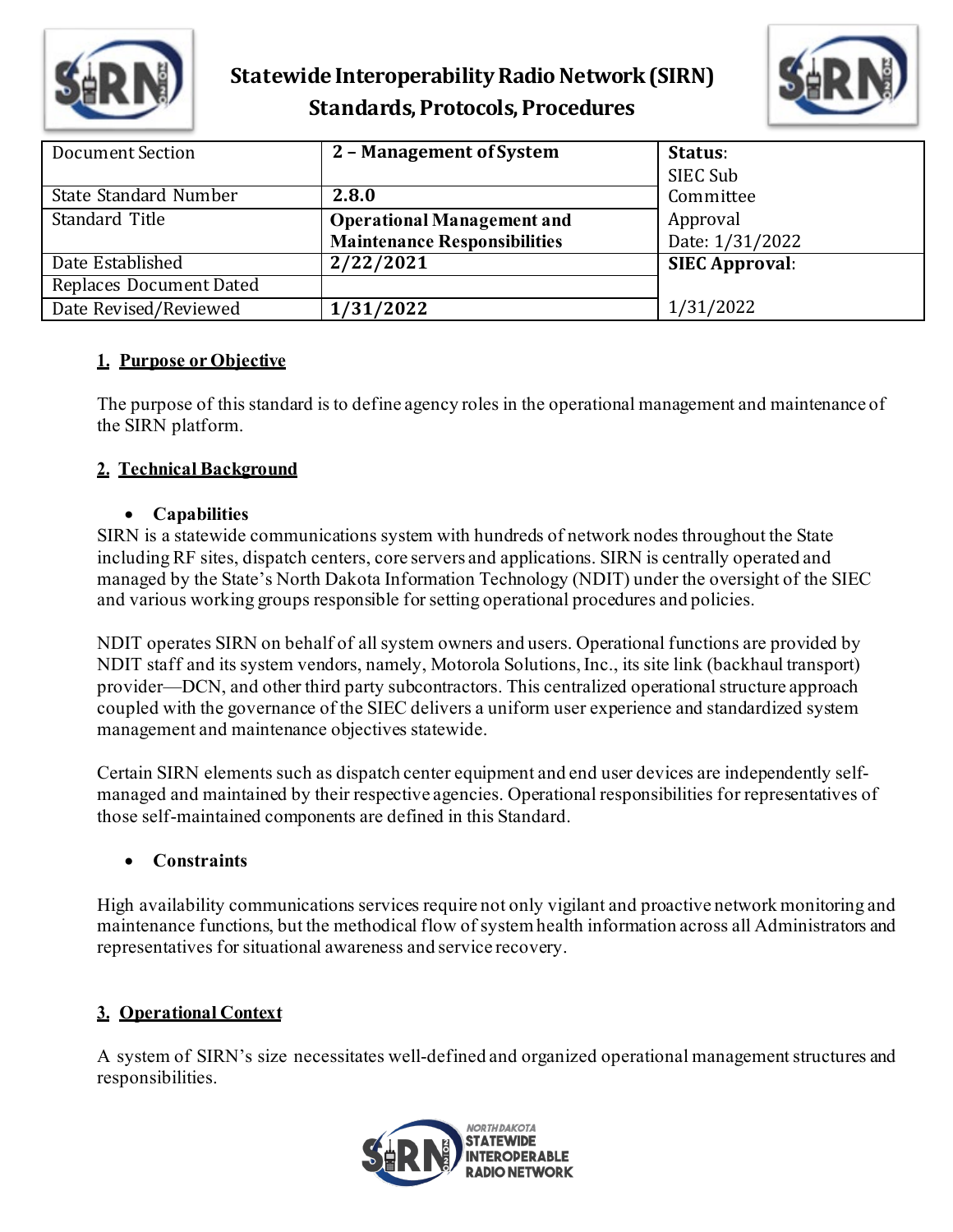# Statewide Interoperability Radio Network (SIRN) Standards, Protocols, Procedures

| Document Section | 2 – Management of System | Status: SIEC Sub Committee Approval Date: 1/31/2022 |
|---|---|---|
| State Standard Number | 2.8.0 | |
| Standard Title | Operational Management and Maintenance Responsibilities | |
| Date Established | 2/22/2021 | SIEC Approval: 1/31/2022 |
| Replaces Document Dated | | |
| Date Revised/Reviewed | 1/31/2022 | |

## 1. Purpose or Objective

The purpose of this standard is to define agency roles in the operational management and maintenance of the SIRN platform.

## 2. Technical Background

- **Capabilities**

SIRN is a statewide communications system with hundreds of network nodes throughout the State including RF sites, dispatch centers, core servers and applications. SIRN is centrally operated and managed by the State's North Dakota Information Technology (NDIT) under the oversight of the SIEC and various working groups responsible for setting operational procedures and policies.

NDIT operates SIRN on behalf of all system owners and users. Operational functions are provided by NDIT staff and its system vendors, namely, Motorola Solutions, Inc., its site link (backhaul transport) provider—DCN, and other third party subcontractors. This centralized operational structure approach coupled with the governance of the SIEC delivers a uniform user experience and standardized system management and maintenance objectives statewide.

Certain SIRN elements such as dispatch center equipment and end user devices are independently self-managed and maintained by their respective agencies. Operational responsibilities for representatives of those self-maintained components are defined in this Standard.

- **Constraints**

High availability communications services require not only vigilant and proactive network monitoring and maintenance functions, but the methodical flow of system health information across all Administrators and representatives for situational awareness and service recovery.

## 3. Operational Context

A system of SIRN's size necessitates well-defined and organized operational management structures and responsibilities.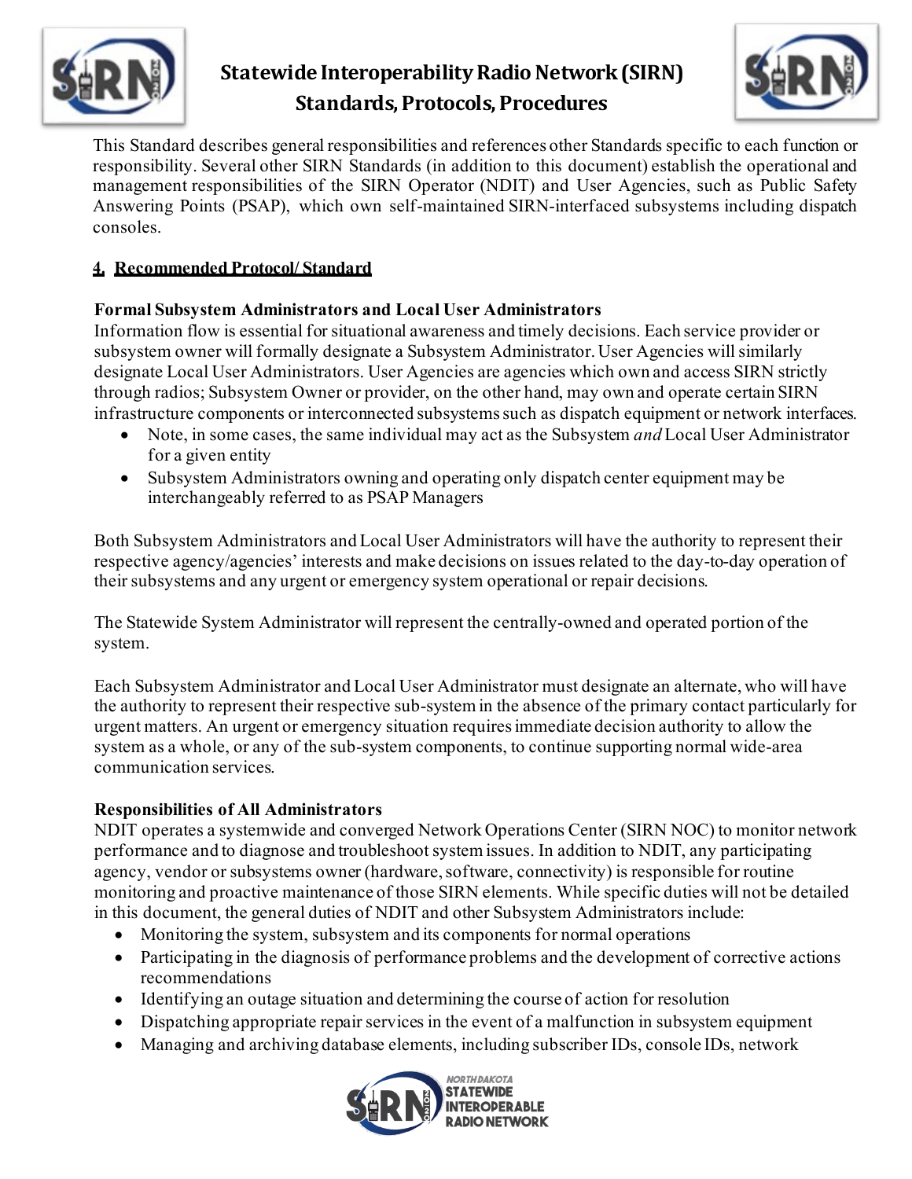This Standard describes general responsibilities and references other Standards specific to each function or responsibility. Several other SIRN Standards (in addition to this document) establish the operational and management responsibilities of the SIRN Operator (NDIT) and User Agencies, such as Public Safety Answering Points (PSAP), which own self-maintained SIRN-interfaced subsystems including dispatch consoles.

## 4. Recommended Protocol/ Standard

### Formal Subsystem Administrators and Local User Administrators

Information flow is essential for situational awareness and timely decisions. Each service provider or subsystem owner will formally designate a Subsystem Administrator. User Agencies will similarly designate Local User Administrators. User Agencies are agencies which own and access SIRN strictly through radios; Subsystem Owner or provider, on the other hand, may own and operate certain SIRN infrastructure components or interconnected subsystems such as dispatch equipment or network interfaces.

- Note, in some cases, the same individual may act as the Subsystem *and* Local User Administrator for a given entity
- Subsystem Administrators owning and operating only dispatch center equipment may be interchangeably referred to as PSAP Managers

Both Subsystem Administrators and Local User Administrators will have the authority to represent their respective agency/agencies' interests and make decisions on issues related to the day-to-day operation of their subsystems and any urgent or emergency system operational or repair decisions.

The Statewide System Administrator will represent the centrally-owned and operated portion of the system.

Each Subsystem Administrator and Local User Administrator must designate an alternate, who will have the authority to represent their respective sub-system in the absence of the primary contact particularly for urgent matters. An urgent or emergency situation requires immediate decision authority to allow the system as a whole, or any of the sub-system components, to continue supporting normal wide-area communication services.

### Responsibilities of All Administrators

NDIT operates a systemwide and converged Network Operations Center (SIRN NOC) to monitor network performance and to diagnose and troubleshoot system issues. In addition to NDIT, any participating agency, vendor or subsystems owner (hardware, software, connectivity) is responsible for routine monitoring and proactive maintenance of those SIRN elements. While specific duties will not be detailed in this document, the general duties of NDIT and other Subsystem Administrators include:

- Monitoring the system, subsystem and its components for normal operations
- Participating in the diagnosis of performance problems and the development of corrective actions recommendations
- Identifying an outage situation and determining the course of action for resolution
- Dispatching appropriate repair services in the event of a malfunction in subsystem equipment
- Managing and archiving database elements, including subscriber IDs, console IDs, network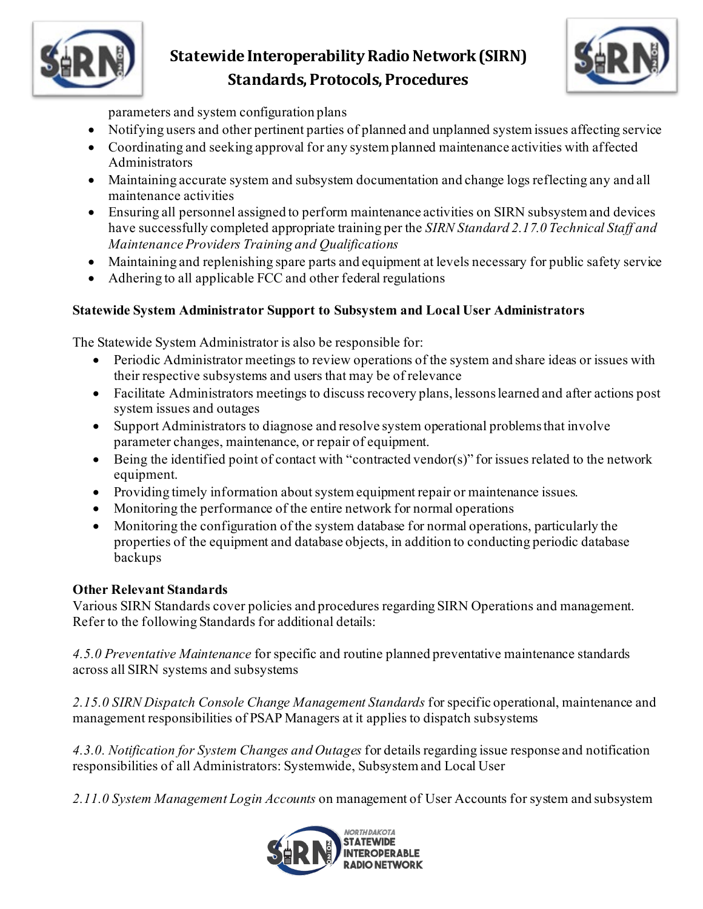parameters and system configuration plans

- Notifying users and other pertinent parties of planned and unplanned system issues affecting service
- Coordinating and seeking approval for any system planned maintenance activities with affected Administrators
- Maintaining accurate system and subsystem documentation and change logs reflecting any and all maintenance activities
- Ensuring all personnel assigned to perform maintenance activities on SIRN subsystem and devices have successfully completed appropriate training per the *SIRN Standard 2.17.0 Technical Staff and Maintenance Providers Training and Qualifications*
- Maintaining and replenishing spare parts and equipment at levels necessary for public safety service
- Adhering to all applicable FCC and other federal regulations

**Statewide System Administrator Support to Subsystem and Local User Administrators**

The Statewide System Administrator is also be responsible for:

- Periodic Administrator meetings to review operations of the system and share ideas or issues with their respective subsystems and users that may be of relevance
- Facilitate Administrators meetings to discuss recovery plans, lessons learned and after actions post system issues and outages
- Support Administrators to diagnose and resolve system operational problems that involve parameter changes, maintenance, or repair of equipment.
- Being the identified point of contact with "contracted vendor(s)" for issues related to the network equipment.
- Providing timely information about system equipment repair or maintenance issues.
- Monitoring the performance of the entire network for normal operations
- Monitoring the configuration of the system database for normal operations, particularly the properties of the equipment and database objects, in addition to conducting periodic database backups

**Other Relevant Standards**

Various SIRN Standards cover policies and procedures regarding SIRN Operations and management. Refer to the following Standards for additional details:

*4.5.0 Preventative Maintenance* for specific and routine planned preventative maintenance standards across all SIRN systems and subsystems

*2.15.0 SIRN Dispatch Console Change Management Standards* for specific operational, maintenance and management responsibilities of PSAP Managers at it applies to dispatch subsystems

*4.3.0. Notification for System Changes and Outages* for details regarding issue response and notification responsibilities of all Administrators: Systemwide, Subsystem and Local User

*2.11.0 System Management Login Accounts* on management of User Accounts for system and subsystem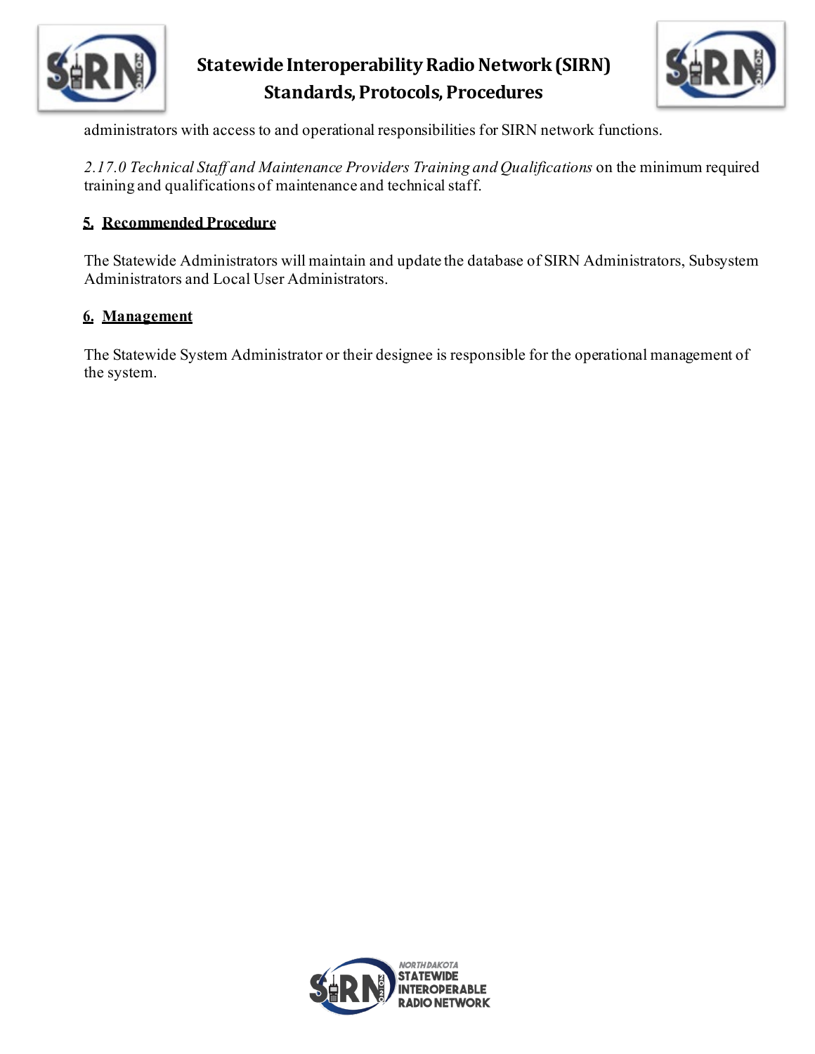administrators with access to and operational responsibilities for SIRN network functions.

*2.17.0 Technical Staff and Maintenance Providers Training and Qualifications* on the minimum required training and qualifications of maintenance and technical staff.

## 5. Recommended Procedure

The Statewide Administrators will maintain and update the database of SIRN Administrators, Subsystem Administrators and Local User Administrators.

## 6. Management

The Statewide System Administrator or their designee is responsible for the operational management of the system.